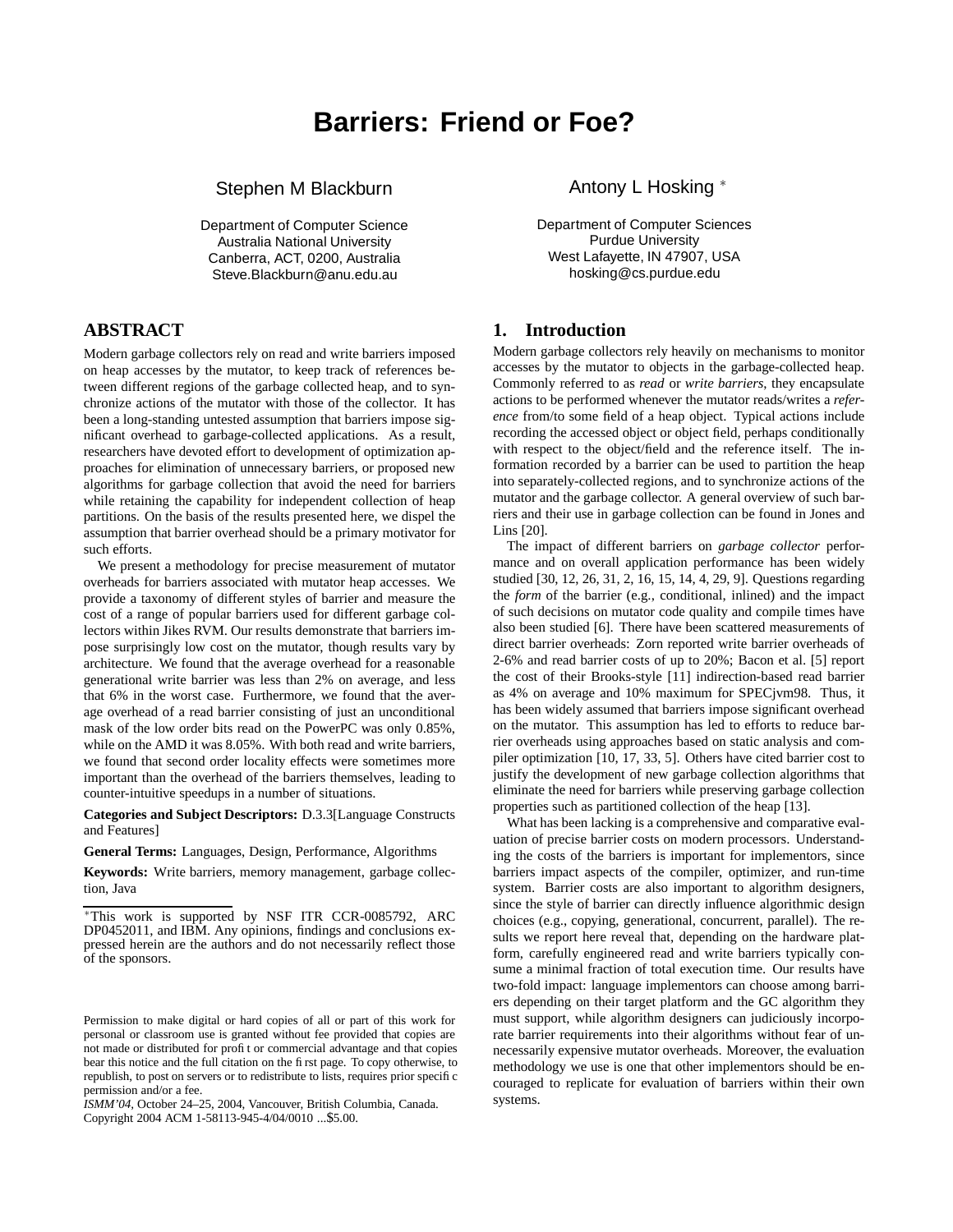# Barriers: Friend or Foe?

Stephen M Blackburn

Department of Computer Science
Australia National University
Canberra, ACT, 0200, Australia
Steve.Blackburn@anu.edu.au

Antony L Hosking [*]

Department of Computer Sciences
Purdue University
West Lafayette, IN 47907, USA
hosking@cs.purdue.edu

## ABSTRACT

Modern garbage collectors rely on read and write barriers imposed on heap accesses by the mutator, to keep track of references between different regions of the garbage collected heap, and to synchronize actions of the mutator with those of the collector. It has been a long-standing untested assumption that barriers impose significant overhead to garbage-collected applications. As a result, researchers have devoted effort to development of optimization approaches for elimination of unnecessary barriers, or proposed new algorithms for garbage collection that avoid the need for barriers while retaining the capability for independent collection of heap partitions. On the basis of the results presented here, we dispel the assumption that barrier overhead should be a primary motivator for such efforts.

We present a methodology for precise measurement of mutator overheads for barriers associated with mutator heap accesses. We provide a taxonomy of different styles of barrier and measure the cost of a range of popular barriers used for different garbage collectors within Jikes RVM. Our results demonstrate that barriers impose surprisingly low cost on the mutator, though results vary by architecture. We found that the average overhead for a reasonable generational write barrier was less than 2% on average, and less that 6% in the worst case. Furthermore, we found that the average overhead of a read barrier consisting of just an unconditional mask of the low order bits read on the PowerPC was only 0.85%, while on the AMD it was 8.05%. With both read and write barriers, we found that second order locality effects were sometimes more important than the overhead of the barriers themselves, leading to counter-intuitive speedups in a number of situations.

**Categories and Subject Descriptors:** D.3.3[Language Constructs and Features]

**General Terms:** Languages, Design, Performance, Algorithms

**Keywords:** Write barriers, memory management, garbage collection, Java

[*] This work is supported by NSF ITR CCR-0085792, ARC DP0452011, and IBM. Any opinions, findings and conclusions expressed herein are the authors and do not necessarily reflect those of the sponsors.

Permission to make digital or hard copies of all or part of this work for personal or classroom use is granted without fee provided that copies are not made or distributed for profit or commercial advantage and that copies bear this notice and the full citation on the first page. To copy otherwise, to republish, to post on servers or to redistribute to lists, requires prior specific permission and/or a fee.
*ISMM'04*, October 24–25, 2004, Vancouver, British Columbia, Canada.
Copyright 2004 ACM 1-58113-945-4/04/0010 ...$5.00.

## 1. Introduction

Modern garbage collectors rely heavily on mechanisms to monitor accesses by the mutator to objects in the garbage-collected heap. Commonly referred to as *read* or *write barriers*, they encapsulate actions to be performed whenever the mutator reads/writes a *reference* from/to some field of a heap object. Typical actions include recording the accessed object or object field, perhaps conditionally with respect to the object/field and the reference itself. The information recorded by a barrier can be used to partition the heap into separately-collected regions, and to synchronize actions of the mutator and the garbage collector. A general overview of such barriers and their use in garbage collection can be found in Jones and Lins [20].

The impact of different barriers on *garbage collector* performance and on overall application performance has been widely studied [30, 12, 26, 31, 2, 16, 15, 14, 4, 29, 9]. Questions regarding the *form* of the barrier (e.g., conditional, inlined) and the impact of such decisions on mutator code quality and compile times have also been studied [6]. There have been scattered measurements of direct barrier overheads: Zorn reported write barrier overheads of 2-6% and read barrier costs of up to 20%; Bacon et al. [5] report the cost of their Brooks-style [11] indirection-based read barrier as 4% on average and 10% maximum for SPECjvm98. Thus, it has been widely assumed that barriers impose significant overhead on the mutator. This assumption has led to efforts to reduce barrier overheads using approaches based on static analysis and compiler optimization [10, 17, 33, 5]. Others have cited barrier cost to justify the development of new garbage collection algorithms that eliminate the need for barriers while preserving garbage collection properties such as partitioned collection of the heap [13].

What has been lacking is a comprehensive and comparative evaluation of precise barrier costs on modern processors. Understanding the costs of the barriers is important for implementors, since barriers impact aspects of the compiler, optimizer, and run-time system. Barrier costs are also important to algorithm designers, since the style of barrier can directly influence algorithmic design choices (e.g., copying, generational, concurrent, parallel). The results we report here reveal that, depending on the hardware platform, carefully engineered read and write barriers typically consume a minimal fraction of total execution time. Our results have two-fold impact: language implementors can choose among barriers depending on their target platform and the GC algorithm they must support, while algorithm designers can judiciously incorporate barrier requirements into their algorithms without fear of unnecessarily expensive mutator overheads. Moreover, the evaluation methodology we use is one that other implementors should be encouraged to replicate for evaluation of barriers within their own systems.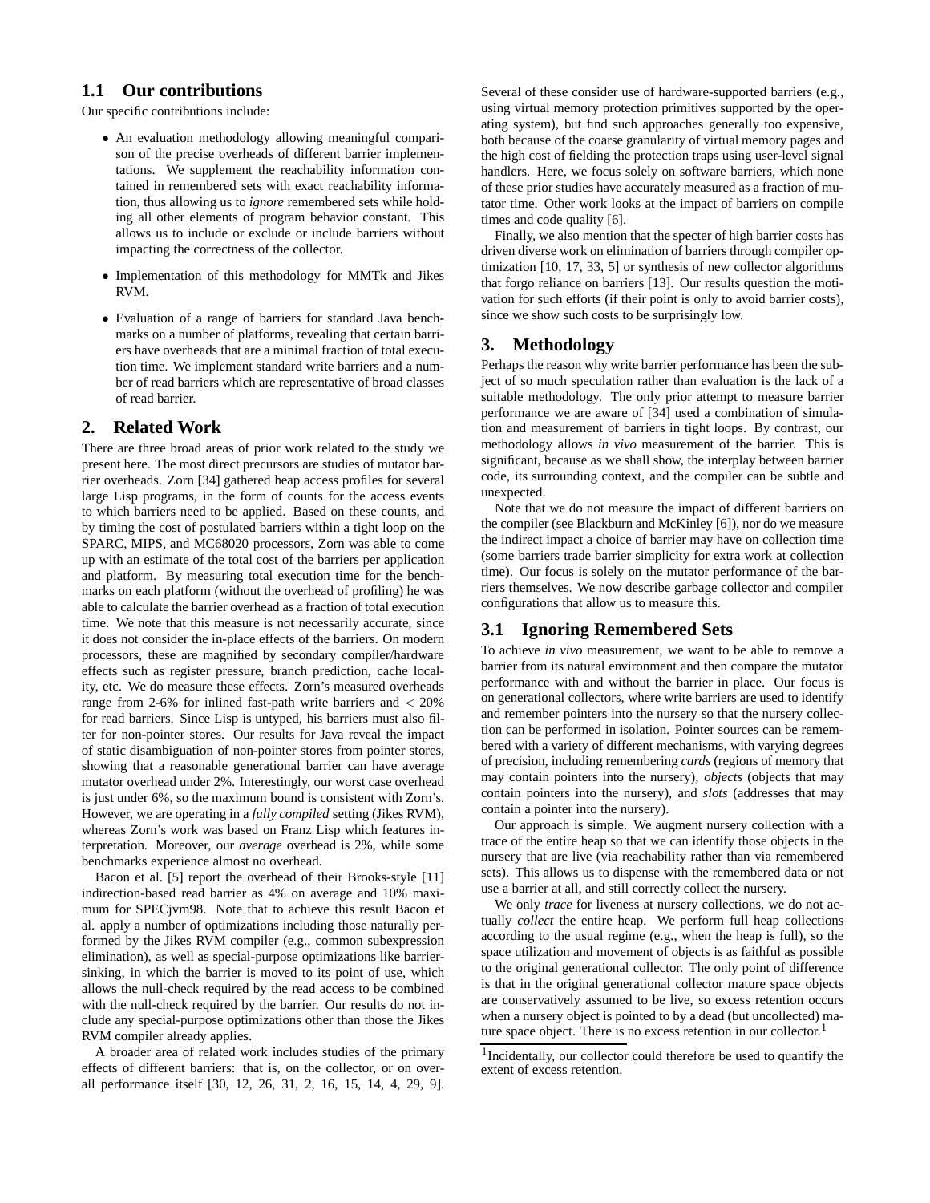## 1.1 Our contributions

Our specific contributions include:

- An evaluation methodology allowing meaningful comparison of the precise overheads of different barrier implementations. We supplement the reachability information contained in remembered sets with exact reachability information, thus allowing us to *ignore* remembered sets while holding all other elements of program behavior constant. This allows us to include or exclude or include barriers without impacting the correctness of the collector.
- Implementation of this methodology for MMTk and Jikes RVM.
- Evaluation of a range of barriers for standard Java benchmarks on a number of platforms, revealing that certain barriers have overheads that are a minimal fraction of total execution time. We implement standard write barriers and a number of read barriers which are representative of broad classes of read barrier.

# 2. Related Work

There are three broad areas of prior work related to the study we present here. The most direct precursors are studies of mutator barrier overheads. Zorn [34] gathered heap access profiles for several large Lisp programs, in the form of counts for the access events to which barriers need to be applied. Based on these counts, and by timing the cost of postulated barriers within a tight loop on the SPARC, MIPS, and MC68020 processors, Zorn was able to come up with an estimate of the total cost of the barriers per application and platform. By measuring total execution time for the benchmarks on each platform (without the overhead of profiling) he was able to calculate the barrier overhead as a fraction of total execution time. We note that this measure is not necessarily accurate, since it does not consider the in-place effects of the barriers. On modern processors, these are magnified by secondary compiler/hardware effects such as register pressure, branch prediction, cache locality, etc. We do measure these effects. Zorn's measured overheads range from 2-6% for inlined fast-path write barriers and $< 20\%$ for read barriers. Since Lisp is untyped, his barriers must also filter for non-pointer stores. Our results for Java reveal the impact of static disambiguation of non-pointer stores from pointer stores, showing that a reasonable generational barrier can have average mutator overhead under 2%. Interestingly, our worst case overhead is just under 6%, so the maximum bound is consistent with Zorn's. However, we are operating in a *fully compiled* setting (Jikes RVM), whereas Zorn's work was based on Franz Lisp which features interpretation. Moreover, our *average* overhead is 2%, while some benchmarks experience almost no overhead.

Bacon et al. [5] report the overhead of their Brooks-style [11] indirection-based read barrier as 4% on average and 10% maximum for SPECjvm98. Note that to achieve this result Bacon et al. apply a number of optimizations including those naturally performed by the Jikes RVM compiler (e.g., common subexpression elimination), as well as special-purpose optimizations like barrier-sinking, in which the barrier is moved to its point of use, which allows the null-check required by the read access to be combined with the null-check required by the barrier. Our results do not include any special-purpose optimizations other than those the Jikes RVM compiler already applies.

A broader area of related work includes studies of the primary effects of different barriers: that is, on the collector, or on overall performance itself [30, 12, 26, 31, 2, 16, 15, 14, 4, 29, 9]. Several of these consider use of hardware-supported barriers (e.g., using virtual memory protection primitives supported by the operating system), but find such approaches generally too expensive, both because of the coarse granularity of virtual memory pages and the high cost of fielding the protection traps using user-level signal handlers. Here, we focus solely on software barriers, which none of these prior studies have accurately measured as a fraction of mutator time. Other work looks at the impact of barriers on compile times and code quality [6].

Finally, we also mention that the specter of high barrier costs has driven diverse work on elimination of barriers through compiler optimization [10, 17, 33, 5] or synthesis of new collector algorithms that forgo reliance on barriers [13]. Our results question the motivation for such efforts (if their point is only to avoid barrier costs), since we show such costs to be surprisingly low.

# 3. Methodology

Perhaps the reason why write barrier performance has been the subject of so much speculation rather than evaluation is the lack of a suitable methodology. The only prior attempt to measure barrier performance we are aware of [34] used a combination of simulation and measurement of barriers in tight loops. By contrast, our methodology allows *in vivo* measurement of the barrier. This is significant, because as we shall show, the interplay between barrier code, its surrounding context, and the compiler can be subtle and unexpected.

Note that we do not measure the impact of different barriers on the compiler (see Blackburn and McKinley [6]), nor do we measure the indirect impact a choice of barrier may have on collection time (some barriers trade barrier simplicity for extra work at collection time). Our focus is solely on the mutator performance of the barriers themselves. We now describe garbage collector and compiler configurations that allow us to measure this.

## 3.1 Ignoring Remembered Sets

To achieve *in vivo* measurement, we want to be able to remove a barrier from its natural environment and then compare the mutator performance with and without the barrier in place. Our focus is on generational collectors, where write barriers are used to identify and remember pointers into the nursery so that the nursery collection can be performed in isolation. Pointer sources can be remembered with a variety of different mechanisms, with varying degrees of precision, including remembering *cards* (regions of memory that may contain pointers into the nursery), *objects* (objects that may contain pointers into the nursery), and *slots* (addresses that may contain a pointer into the nursery).

Our approach is simple. We augment nursery collection with a trace of the entire heap so that we can identify those objects in the nursery that are live (via reachability rather than via remembered sets). This allows us to dispense with the remembered data or not use a barrier at all, and still correctly collect the nursery.

We only *trace* for liveness at nursery collections, we do not actually *collect* the entire heap. We perform full heap collections according to the usual regime (e.g., when the heap is full), so the space utilization and movement of objects is as faithful as possible to the original generational collector. The only point of difference is that in the original generational collector mature space objects are conservatively assumed to be live, so excess retention occurs when a nursery object is pointed to by a dead (but uncollected) mature space object. There is no excess retention in our collector.[1]

[1] Incidentally, our collector could therefore be used to quantify the extent of excess retention.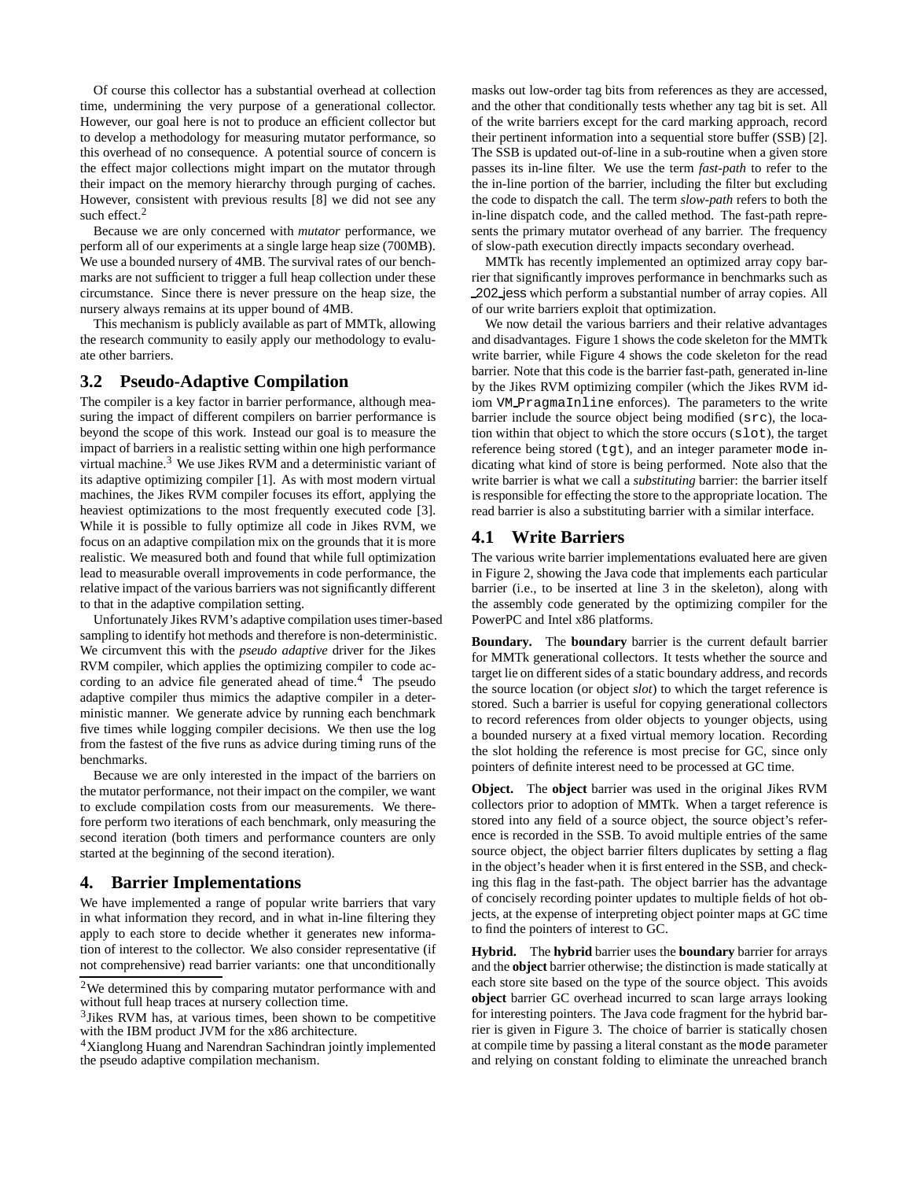Of course this collector has a substantial overhead at collection time, undermining the very purpose of a generational collector. However, our goal here is not to produce an efficient collector but to develop a methodology for measuring mutator performance, so this overhead of no consequence. A potential source of concern is the effect major collections might impart on the mutator through their impact on the memory hierarchy through purging of caches. However, consistent with previous results [8] we did not see any such effect.[2]

Because we are only concerned with *mutator* performance, we perform all of our experiments at a single large heap size (700MB). We use a bounded nursery of 4MB. The survival rates of our benchmarks are not sufficient to trigger a full heap collection under these circumstance. Since there is never pressure on the heap size, the nursery always remains at its upper bound of 4MB.

This mechanism is publicly available as part of MMTk, allowing the research community to easily apply our methodology to evaluate other barriers.

## 3.2 Pseudo-Adaptive Compilation

The compiler is a key factor in barrier performance, although measuring the impact of different compilers on barrier performance is beyond the scope of this work. Instead our goal is to measure the impact of barriers in a realistic setting within one high performance virtual machine.[3] We use Jikes RVM and a deterministic variant of its adaptive optimizing compiler [1]. As with most modern virtual machines, the Jikes RVM compiler focuses its effort, applying the heaviest optimizations to the most frequently executed code [3]. While it is possible to fully optimize all code in Jikes RVM, we focus on an adaptive compilation mix on the grounds that it is more realistic. We measured both and found that while full optimization lead to measurable overall improvements in code performance, the relative impact of the various barriers was not significantly different to that in the adaptive compilation setting.

Unfortunately Jikes RVM's adaptive compilation uses timer-based sampling to identify hot methods and therefore is non-deterministic. We circumvent this with the *pseudo adaptive* driver for the Jikes RVM compiler, which applies the optimizing compiler to code according to an advice file generated ahead of time.[4] The pseudo adaptive compiler thus mimics the adaptive compiler in a deterministic manner. We generate advice by running each benchmark five times while logging compiler decisions. We then use the log from the fastest of the five runs as advice during timing runs of the benchmarks.

Because we are only interested in the impact of the barriers on the mutator performance, not their impact on the compiler, we want to exclude compilation costs from our measurements. We therefore perform two iterations of each benchmark, only measuring the second iteration (both timers and performance counters are only started at the beginning of the second iteration).

# 4. Barrier Implementations

We have implemented a range of popular write barriers that vary in what information they record, and in what in-line filtering they apply to each store to decide whether it generates new information of interest to the collector. We also consider representative (if not comprehensive) read barrier variants: one that unconditionally masks out low-order tag bits from references as they are accessed, and the other that conditionally tests whether any tag bit is set. All of the write barriers except for the card marking approach, record their pertinent information into a sequential store buffer (SSB) [2]. The SSB is updated out-of-line in a sub-routine when a given store passes its in-line filter. We use the term *fast-path* to refer to the the in-line portion of the barrier, including the filter but excluding the code to dispatch the call. The term *slow-path* refers to both the in-line dispatch code, and the called method. The fast-path represents the primary mutator overhead of any barrier. The frequency of slow-path execution directly impacts secondary overhead.

MMTk has recently implemented an optimized array copy barrier that significantly improves performance in benchmarks such as `_202_jess` which perform a substantial number of array copies. All of our write barriers exploit that optimization.

We now detail the various barriers and their relative advantages and disadvantages. Figure 1 shows the code skeleton for the MMTk write barrier, while Figure 4 shows the code skeleton for the read barrier. Note that this code is the barrier fast-path, generated in-line by the Jikes RVM optimizing compiler (which the Jikes RVM idiom `VM_PragmaInline` enforces). The parameters to the write barrier include the source object being modified (`src`), the location within that object to which the store occurs (`slot`), the target reference being stored (`tgt`), and an integer parameter `mode` indicating what kind of store is being performed. Note also that the write barrier is what we call a *substituting* barrier: the barrier itself is responsible for effecting the store to the appropriate location. The read barrier is also a substituting barrier with a similar interface.

## 4.1 Write Barriers

The various write barrier implementations evaluated here are given in Figure 2, showing the Java code that implements each particular barrier (i.e., to be inserted at line 3 in the skeleton), along with the assembly code generated by the optimizing compiler for the PowerPC and Intel x86 platforms.

**Boundary.** The **boundary** barrier is the current default barrier for MMTk generational collectors. It tests whether the source and target lie on different sides of a static boundary address, and records the source location (or object *slot*) to which the target reference is stored. Such a barrier is useful for copying generational collectors to record references from older objects to younger objects, using a bounded nursery at a fixed virtual memory location. Recording the slot holding the reference is most precise for GC, since only pointers of definite interest need to be processed at GC time.

**Object.** The **object** barrier was used in the original Jikes RVM collectors prior to adoption of MMTk. When a target reference is stored into any field of a source object, the source object's reference is recorded in the SSB. To avoid multiple entries of the same source object, the object barrier filters duplicates by setting a flag in the object's header when it is first entered in the SSB, and checking this flag in the fast-path. The object barrier has the advantage of concisely recording pointer updates to multiple fields of hot objects, at the expense of interpreting object pointer maps at GC time to find the pointers of interest to GC.

**Hybrid.** The **hybrid** barrier uses the **boundary** barrier for arrays and the **object** barrier otherwise; the distinction is made statically at each store site based on the type of the source object. This avoids **object** barrier GC overhead incurred to scan large arrays looking for interesting pointers. The Java code fragment for the hybrid barrier is given in Figure 3. The choice of barrier is statically chosen at compile time by passing a literal constant as the `mode` parameter and relying on constant folding to eliminate the unreached branch

---

[2] We determined this by comparing mutator performance with and without full heap traces at nursery collection time.

[3] Jikes RVM has, at various times, been shown to be competitive with the IBM product JVM for the x86 architecture.

[4] Xianglong Huang and Narendran Sachindran jointly implemented the pseudo adaptive compilation mechanism.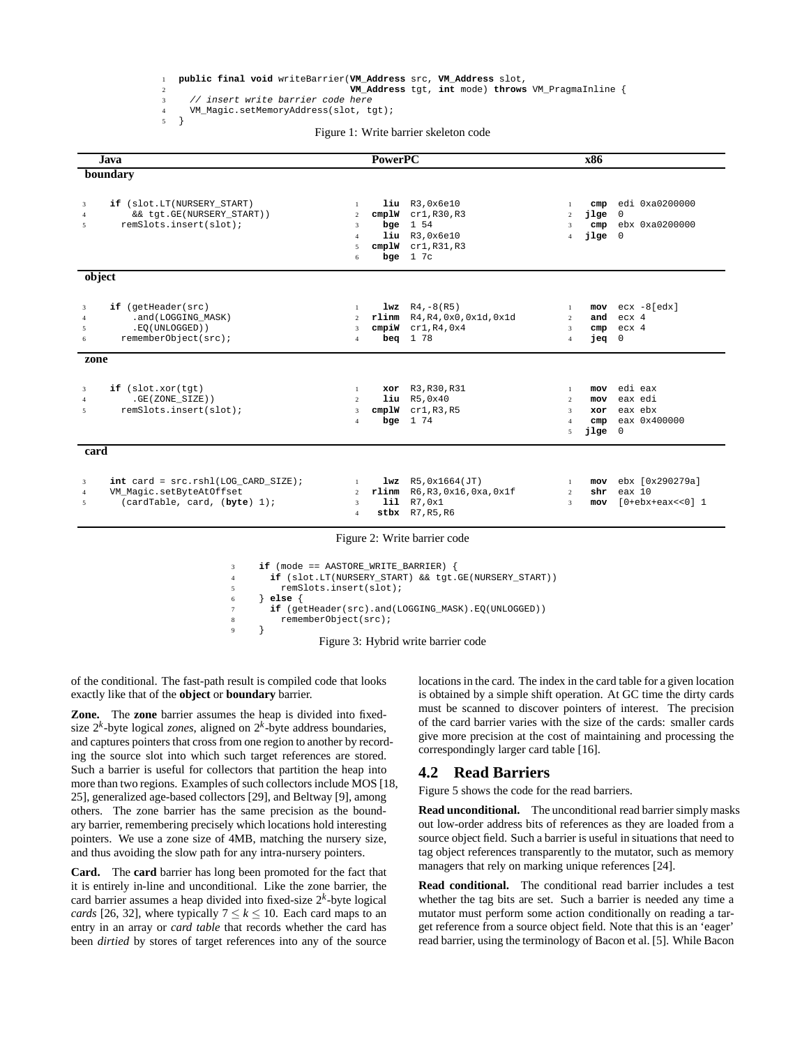```java
1  public final void writeBarrier(VM_Address src, VM_Address slot,
2                                 VM_Address tgt, int mode) throws VM_PragmaInline {
3    // insert write barrier code here
4    VM_Magic.setMemoryAddress(slot, tgt);
5  }
```

Figure 1: Write barrier skeleton code

| Java | PowerPC | x86 |
|---|---|---|
| **boundary** | | |
| `3 if (slot.LT(NURSERY_START)`<br>`4     && tgt.GE(NURSERY_START))`<br>`5   remSlots.insert(slot);` | `1 liu R3,0x6e10`<br>`2 cmplW cr1,R30,R3`<br>`3 bge 1 54`<br>`4 liu R3,0x6e10`<br>`5 cmplW cr1,R31,R3`<br>`6 bge 1 7c` | `1 cmp edi 0xa0200000`<br>`2 jlge 0`<br>`3 cmp ebx 0xa0200000`<br>`4 jlge 0` |
| **object** | | |
| `3 if (getHeader(src)`<br>`4     .and(LOGGING_MASK)`<br>`5     .EQ(UNLOGGED))`<br>`6   rememberObject(src);` | `1 lwz R4,-8(R5)`<br>`2 rlinm R4,R4,0x0,0x1d,0x1d`<br>`3 cmpiW cr1,R4,0x4`<br>`4 beq 1 78` | `1 mov ecx -8[edx]`<br>`2 and ecx 4`<br>`3 cmp ecx 4`<br>`4 jeq 0` |
| **zone** | | |
| `3 if (slot.xor(tgt)`<br>`4     .GE(ZONE_SIZE))`<br>`5   remSlots.insert(slot);` | `1 xor R3,R30,R31`<br>`2 liu R5,0x40`<br>`3 cmplW cr1,R3,R5`<br>`4 bge 1 74` | `1 mov edi eax`<br>`2 mov eax edi`<br>`3 xor eax ebx`<br>`4 cmp eax 0x400000`<br>`5 jlge 0` |
| **card** | | |
| `3 int card = src.rshl(LOG_CARD_SIZE);`<br>`4 VM_Magic.setByteAtOffset`<br>`5   (cardTable, card, (byte) 1);` | `1 lwz R5,0x1664(JT)`<br>`2 rlinm R6,R3,0x16,0xa,0x1f`<br>`3 lil R7,0x1`<br>`4 stbx R7,R5,R6` | `1 mov ebx [0x290279a]`<br>`2 shr eax 10`<br>`3 mov [0+ebx+eax<<0] 1` |

Figure 2: Write barrier code

```java
3    if (mode == AASTORE_WRITE_BARRIER) {
4      if (slot.LT(NURSERY_START) && tgt.GE(NURSERY_START))
5        remSlots.insert(slot);
6    } else {
7      if (getHeader(src).and(LOGGING_MASK).EQ(UNLOGGED))
8        rememberObject(src);
9    }
```

Figure 3: Hybrid write barrier code

of the conditional. The fast-path result is compiled code that looks exactly like that of the **object** or **boundary** barrier.

**Zone.** The **zone** barrier assumes the heap is divided into fixed-size $2^k$-byte logical *zones*, aligned on $2^k$-byte address boundaries, and captures pointers that cross from one region to another by recording the source slot into which such target references are stored. Such a barrier is useful for collectors that partition the heap into more than two regions. Examples of such collectors include MOS [18, 25], generalized age-based collectors [29], and Beltway [9], among others. The zone barrier has the same precision as the boundary barrier, remembering precisely which locations hold interesting pointers. We use a zone size of 4MB, matching the nursery size, and thus avoiding the slow path for any intra-nursery pointers.

**Card.** The **card** barrier has long been promoted for the fact that it is entirely in-line and unconditional. Like the zone barrier, the card barrier assumes a heap divided into fixed-size $2^k$-byte logical *cards* [26, 32], where typically $7 \leq k \leq 10$. Each card maps to an entry in an array or *card table* that records whether the card has been *dirtied* by stores of target references into any of the source locations in the card. The index in the card table for a given location is obtained by a simple shift operation. At GC time the dirty cards must be scanned to discover pointers of interest. The precision of the card barrier varies with the size of the cards: smaller cards give more precision at the cost of maintaining and processing the correspondingly larger card table [16].

## 4.2 Read Barriers

Figure 5 shows the code for the read barriers.

**Read unconditional.** The unconditional read barrier simply masks out low-order address bits of references as they are loaded from a source object field. Such a barrier is useful in situations that need to tag object references transparently to the mutator, such as memory managers that rely on marking unique references [24].

**Read conditional.** The conditional read barrier includes a test whether the tag bits are set. Such a barrier is needed any time a mutator must perform some action conditionally on reading a target reference from a source object field. Note that this is an 'eager' read barrier, using the terminology of Bacon et al. [5]. While Bacon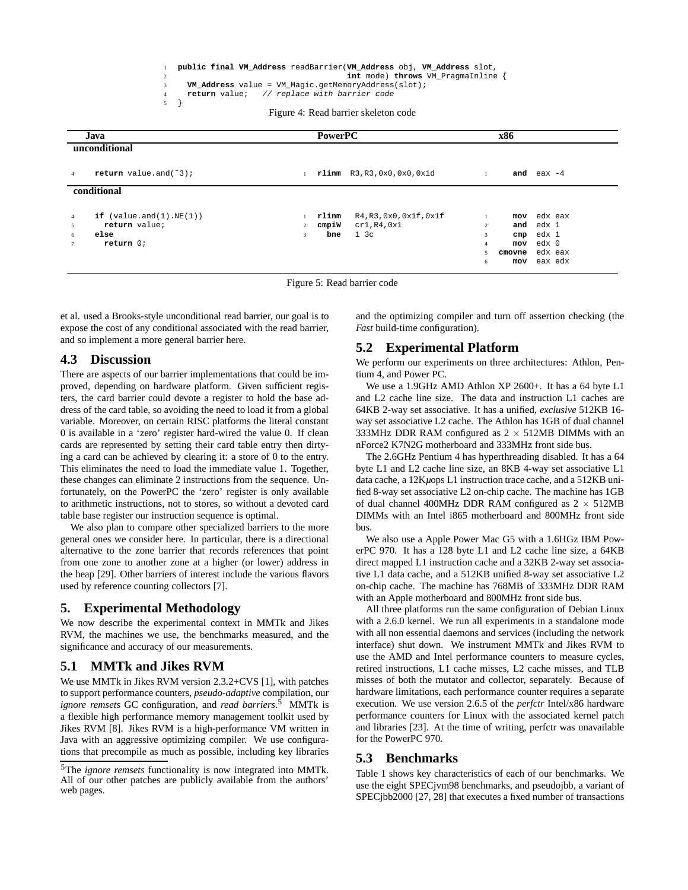```java
public final VM_Address readBarrier(VM_Address obj, VM_Address slot,
                                    int mode) throws VM_PragmaInline {
  VM_Address value = VM_Magic.getMemoryAddress(slot);
  return value;   // replace with barrier code
}
```

Figure 4: Read barrier skeleton code

**unconditional**

| Java | PowerPC | x86 |
|---|---|---|
| `return value.and(~3);` | `rlinm R3,R3,0x0,0x0,0x1d` | `and eax -4` |

**conditional**

| Java | PowerPC | x86 |
|---|---|---|
| `if (value.and(1).NE(1))` | `rlinm R4,R3,0x0,0x1f,0x1f` | `mov edx eax` |
| `  return value;` | `cmpiW cr1,R4,0x1` | `and edx 1` |
| `else` | `bne 1 3c` | `cmp edx 1` |
| `  return 0;` | | `mov edx 0` |
| | | `cmovne edx eax` |
| | | `mov eax edx` |

Figure 5: Read barrier code

et al. used a Brooks-style unconditional read barrier, our goal is to expose the cost of any conditional associated with the read barrier, and so implement a more general barrier here.

## 4.3 Discussion

There are aspects of our barrier implementations that could be improved, depending on hardware platform. Given sufficient registers, the card barrier could devote a register to hold the base address of the card table, so avoiding the need to load it from a global variable. Moreover, on certain RISC platforms the literal constant 0 is available in a 'zero' register hard-wired the value 0. If clean cards are represented by setting their card table entry then dirtying a card can be achieved by clearing it: a store of 0 to the entry. This eliminates the need to load the immediate value 1. Together, these changes can eliminate 2 instructions from the sequence. Unfortunately, on the PowerPC the 'zero' register is only available to arithmetic instructions, not to stores, so without a devoted card table base register our instruction sequence is optimal.

We also plan to compare other specialized barriers to the more general ones we consider here. In particular, there is a directional alternative to the zone barrier that records references that point from one zone to another zone at a higher (or lower) address in the heap [29]. Other barriers of interest include the various flavors used by reference counting collectors [7].

# 5. Experimental Methodology

We now describe the experimental context in MMTk and Jikes RVM, the machines we use, the benchmarks measured, and the significance and accuracy of our measurements.

## 5.1 MMTk and Jikes RVM

We use MMTk in Jikes RVM version 2.3.2+CVS [1], with patches to support performance counters, *pseudo-adaptive* compilation, our *ignore remsets* GC configuration, and *read barriers*.[5] MMTk is a flexible high performance memory management toolkit used by Jikes RVM [8]. Jikes RVM is a high-performance VM written in Java with an aggressive optimizing compiler. We use configurations that precompile as much as possible, including key libraries and the optimizing compiler and turn off assertion checking (the *Fast* build-time configuration).

[5] The *ignore remsets* functionality is now integrated into MMTk. All of our other patches are publicly available from the authors' web pages.

## 5.2 Experimental Platform

We perform our experiments on three architectures: Athlon, Pentium 4, and Power PC.

We use a 1.9GHz AMD Athlon XP 2600+. It has a 64 byte L1 and L2 cache line size. The data and instruction L1 caches are 64KB 2-way set associative. It has a unified, *exclusive* 512KB 16-way set associative L2 cache. The Athlon has 1GB of dual channel 333MHz DDR RAM configured as $2 \times 512$MB DIMMs with an nForce2 K7N2G motherboard and 333MHz front side bus.

The 2.6GHz Pentium 4 has hyperthreading disabled. It has a 64 byte L1 and L2 cache line size, an 8KB 4-way set associative L1 data cache, a 12K$\mu$ops L1 instruction trace cache, and a 512KB unified 8-way set associative L2 on-chip cache. The machine has 1GB of dual channel 400MHz DDR RAM configured as $2 \times 512$MB DIMMs with an Intel i865 motherboard and 800MHz front side bus.

We also use a Apple Power Mac G5 with a 1.6HGz IBM PowerPC 970. It has a 128 byte L1 and L2 cache line size, a 64KB direct mapped L1 instruction cache and a 32KB 2-way set associative L1 data cache, and a 512KB unified 8-way set associative L2 on-chip cache. The machine has 768MB of 333MHz DDR RAM with an Apple motherboard and 800MHz front side bus.

All three platforms run the same configuration of Debian Linux with a 2.6.0 kernel. We run all experiments in a standalone mode with all non essential daemons and services (including the network interface) shut down. We instrument MMTk and Jikes RVM to use the AMD and Intel performance counters to measure cycles, retired instructions, L1 cache misses, L2 cache misses, and TLB misses of both the mutator and collector, separately. Because of hardware limitations, each performance counter requires a separate execution. We use version 2.6.5 of the *perfctr* Intel/x86 hardware performance counters for Linux with the associated kernel patch and libraries [23]. At the time of writing, perfctr was unavailable for the PowerPC 970.

## 5.3 Benchmarks

Table 1 shows key characteristics of each of our benchmarks. We use the eight SPECjvm98 benchmarks, and pseudojbb, a variant of SPECjbb2000 [27, 28] that executes a fixed number of transactions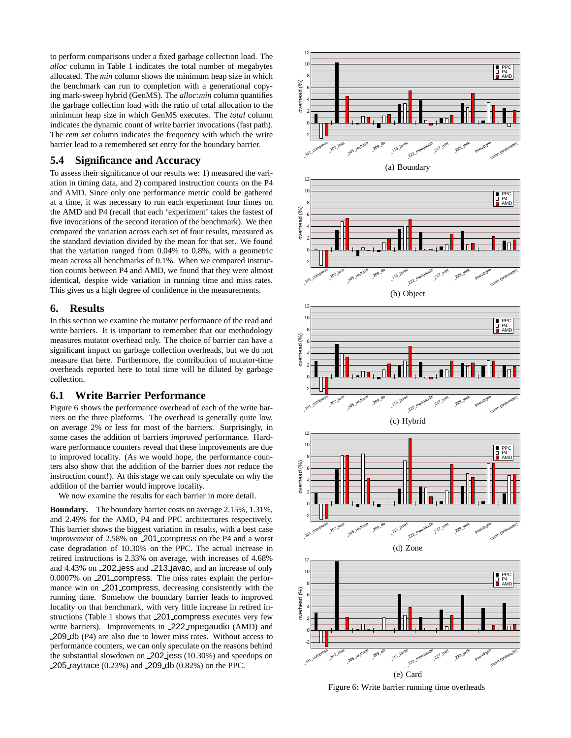to perform comparisons under a fixed garbage collection load. The *alloc* column in Table 1 indicates the total number of megabytes allocated. The *min* column shows the minimum heap size in which the benchmark can run to completion with a generational copying mark-sweep hybrid (GenMS). The *alloc:min* column quantifies the garbage collection load with the ratio of total allocation to the minimum heap size in which GenMS executes. The *total* column indicates the dynamic count of write barrier invocations (fast path). The *rem set* column indicates the frequency with which the write barrier lead to a remembered set entry for the boundary barrier.

## 5.4 Significance and Accuracy

To assess their significance of our results we: 1) measured the variation in timing data, and 2) compared instruction counts on the P4 and AMD. Since only one performance metric could be gathered at a time, it was necessary to run each experiment four times on the AMD and P4 (recall that each 'experiment' takes the fastest of five invocations of the second iteration of the benchmark). We then compared the variation across each set of four results, measured as the standard deviation divided by the mean for that set. We found that the variation ranged from 0.04% to 0.8%, with a geometric mean across all benchmarks of 0.1%. When we compared instruction counts between P4 and AMD, we found that they were almost identical, despite wide variation in running time and miss rates. This gives us a high degree of confidence in the measurements.

# 6. Results

In this section we examine the mutator performance of the read and write barriers. It is important to remember that our methodology measures mutator overhead only. The choice of barrier can have a significant impact on garbage collection overheads, but we do not measure that here. Furthermore, the contribution of mutator-time overheads reported here to total time will be diluted by garbage collection.

## 6.1 Write Barrier Performance

Figure 6 shows the performance overhead of each of the write barriers on the three platforms. The overhead is generally quite low, on average 2% or less for most of the barriers. Surprisingly, in some cases the addition of barriers *improved* performance. Hardware performance counters reveal that these improvements are due to improved locality. (As we would hope, the performance counters also show that the addition of the barrier does *not* reduce the instruction count!). At this stage we can only speculate on why the addition of the barrier would improve locality.

We now examine the results for each barrier in more detail.

**Boundary.** The boundary barrier costs on average 2.15%, 1.31%, and 2.49% for the AMD, P4 and PPC architectures respectively. This barrier shows the biggest variation in results, with a best case *improvement* of 2.58% on _201_compress on the P4 and a worst case degradation of 10.30% on the PPC. The actual increase in retired instructions is 2.33% on average, with increases of 4.68% and 4.43% on _202_jess and _213_javac, and an increase of only 0.0007% on _201_compress. The miss rates explain the performance win on _201_compress, decreasing consistently with the running time. Somehow the boundary barrier leads to improved locality on that benchmark, with very little increase in retired instructions (Table 1 shows that _201_compress executes very few write barriers). Improvements in _222_mpegaudio (AMD) and _209_db (P4) are also due to lower miss rates. Without access to performance counters, we can only speculate on the reasons behind the substantial slowdown on _202_jess (10.30%) and speedups on _205_raytrace (0.23%) and _209_db (0.82%) on the PPC.

(a) Boundary

(b) Object

(c) Hybrid

(d) Zone

(e) Card

Figure 6: Write barrier running time overheads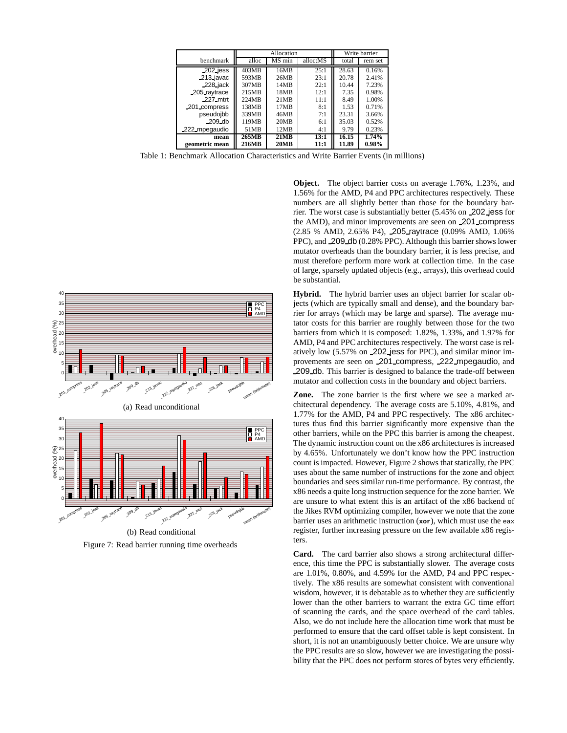| benchmark | Allocation | | | Write barrier | |
|---|---|---|---|---|---|
| | alloc | MS min | alloc:MS | total | rem set |
| _202_jess | 403MB | 16MB | 25:1 | 28.63 | 0.16% |
| _213_javac | 593MB | 26MB | 23:1 | 20.78 | 2.41% |
| _228_jack | 307MB | 14MB | 22:1 | 10.44 | 7.23% |
| _205_raytrace | 215MB | 18MB | 12:1 | 7.35 | 0.98% |
| _227_mtrt | 224MB | 21MB | 11:1 | 8.49 | 1.00% |
| _201_compress | 138MB | 17MB | 8:1 | 1.53 | 0.71% |
| pseudojbb | 339MB | 46MB | 7:1 | 23.31 | 3.66% |
| _209_db | 119MB | 20MB | 6:1 | 35.03 | 0.52% |
| _222_mpegaudio | 51MB | 12MB | 4:1 | 9.79 | 0.23% |
| **mean** | **265MB** | **21MB** | **13:1** | **16.15** | **1.74%** |
| **geometric mean** | **216MB** | **20MB** | **11:1** | **11.89** | **0.98%** |

Table 1: Benchmark Allocation Characteristics and Write Barrier Events (in millions)

(a) Read unconditional

(b) Read conditional

Figure 7: Read barrier running time overheads

**Object.** The object barrier costs on average 1.76%, 1.23%, and 1.56% for the AMD, P4 and PPC architectures respectively. These numbers are all slightly better than those for the boundary barrier. The worst case is substantially better (5.45% on _202_jess for the AMD), and minor improvements are seen on _201_compress (2.85 % AMD, 2.65% P4), _205_raytrace (0.09% AMD, 1.06% PPC), and _209_db (0.28% PPC). Although this barrier shows lower mutator overheads than the boundary barrier, it is less precise, and must therefore perform more work at collection time. In the case of large, sparsely updated objects (e.g., arrays), this overhead could be substantial.

**Hybrid.** The hybrid barrier uses an object barrier for scalar objects (which are typically small and dense), and the boundary barrier for arrays (which may be large and sparse). The average mutator costs for this barrier are roughly between those for the two barriers from which it is composed: 1.82%, 1.33%, and 1.97% for AMD, P4 and PPC architectures respectively. The worst case is relatively low (5.57% on _202_jess for PPC), and similar minor improvements are seen on _201_compress, _222_mpegaudio, and _209_db. This barrier is designed to balance the trade-off between mutator and collection costs in the boundary and object barriers.

**Zone.** The zone barrier is the first where we see a marked architectural dependency. The average costs are 5.10%, 4.81%, and 1.77% for the AMD, P4 and PPC respectively. The x86 architectures thus find this barrier significantly more expensive than the other barriers, while on the PPC this barrier is among the cheapest. The dynamic instruction count on the x86 architectures is increased by 4.65%. Unfortunately we don't know how the PPC instruction count is impacted. However, Figure 2 shows that statically, the PPC uses about the same number of instructions for the zone and object boundaries and sees similar run-time performance. By contrast, the x86 needs a quite long instruction sequence for the zone barrier. We are unsure to what extent this is an artifact of the x86 backend of the Jikes RVM optimizing compiler, however we note that the zone barrier uses an arithmetic instruction (`xor`), which must use the `eax` register, further increasing pressure on the few available x86 registers.

**Card.** The card barrier also shows a strong architectural difference, this time the PPC is substantially slower. The average costs are 1.01%, 0.80%, and 4.59% for the AMD, P4 and PPC respectively. The x86 results are somewhat consistent with conventional wisdom, however, it is debatable as to whether they are sufficiently lower than the other barriers to warrant the extra GC time effort of scanning the cards, and the space overhead of the card tables. Also, we do not include here the allocation time work that must be performed to ensure that the card offset table is kept consistent. In short, it is not an unambiguously better choice. We are unsure why the PPC results are so slow, however we are investigating the possibility that the PPC does not perform stores of bytes very efficiently.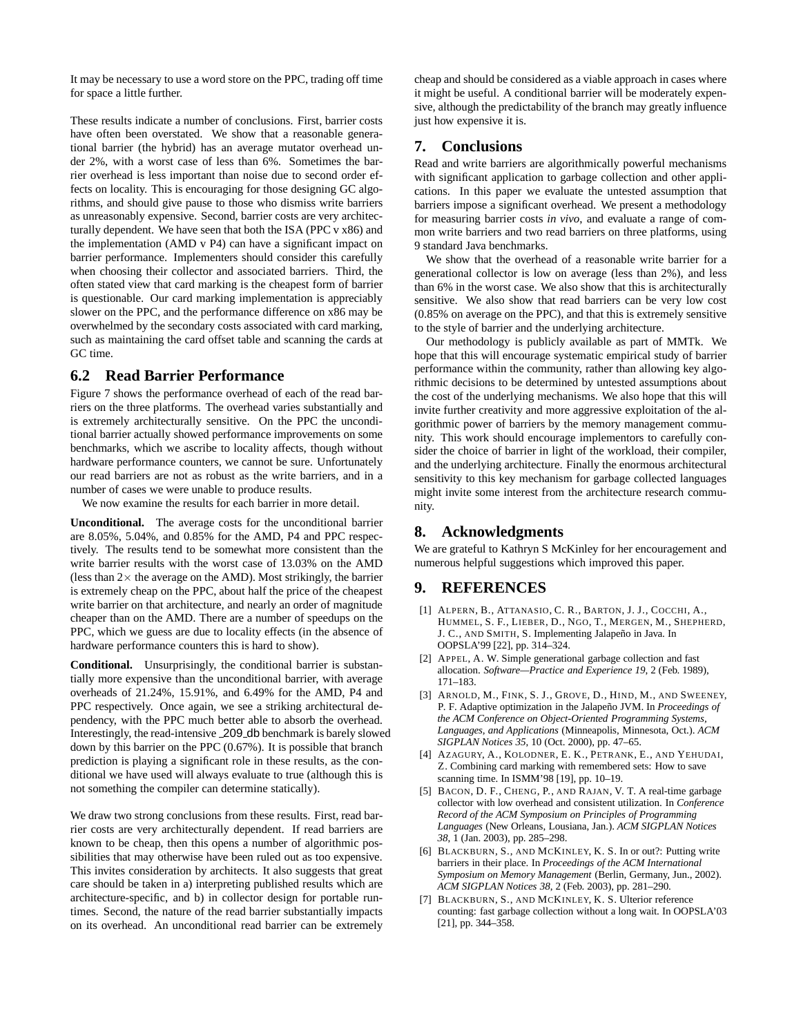It may be necessary to use a word store on the PPC, trading off time for space a little further.

These results indicate a number of conclusions. First, barrier costs have often been overstated. We show that a reasonable generational barrier (the hybrid) has an average mutator overhead under 2%, with a worst case of less than 6%. Sometimes the barrier overhead is less important than noise due to second order effects on locality. This is encouraging for those designing GC algorithms, and should give pause to those who dismiss write barriers as unreasonably expensive. Second, barrier costs are very architecturally dependent. We have seen that both the ISA (PPC v x86) and the implementation (AMD v P4) can have a significant impact on barrier performance. Implementers should consider this carefully when choosing their collector and associated barriers. Third, the often stated view that card marking is the cheapest form of barrier is questionable. Our card marking implementation is appreciably slower on the PPC, and the performance difference on x86 may be overwhelmed by the secondary costs associated with card marking, such as maintaining the card offset table and scanning the cards at GC time.

## 6.2 Read Barrier Performance

Figure 7 shows the performance overhead of each of the read barriers on the three platforms. The overhead varies substantially and is extremely architecturally sensitive. On the PPC the unconditional barrier actually showed performance improvements on some benchmarks, which we ascribe to locality affects, though without hardware performance counters, we cannot be sure. Unfortunately our read barriers are not as robust as the write barriers, and in a number of cases we were unable to produce results.

We now examine the results for each barrier in more detail.

**Unconditional.** The average costs for the unconditional barrier are 8.05%, 5.04%, and 0.85% for the AMD, P4 and PPC respectively. The results tend to be somewhat more consistent than the write barrier results with the worst case of 13.03% on the AMD (less than $2\times$ the average on the AMD). Most strikingly, the barrier is extremely cheap on the PPC, about half the price of the cheapest write barrier on that architecture, and nearly an order of magnitude cheaper than on the AMD. There are a number of speedups on the PPC, which we guess are due to locality effects (in the absence of hardware performance counters this is hard to show).

**Conditional.** Unsurprisingly, the conditional barrier is substantially more expensive than the unconditional barrier, with average overheads of 21.24%, 15.91%, and 6.49% for the AMD, P4 and PPC respectively. Once again, we see a striking architectural dependency, with the PPC much better able to absorb the overhead. Interestingly, the read-intensive _209_db benchmark is barely slowed down by this barrier on the PPC (0.67%). It is possible that branch prediction is playing a significant role in these results, as the conditional we have used will always evaluate to true (although this is not something the compiler can determine statically).

We draw two strong conclusions from these results. First, read barrier costs are very architecturally dependent. If read barriers are known to be cheap, then this opens a number of algorithmic possibilities that may otherwise have been ruled out as too expensive. This invites consideration by architects. It also suggests that great care should be taken in a) interpreting published results which are architecture-specific, and b) in collector design for portable runtimes. Second, the nature of the read barrier substantially impacts on its overhead. An unconditional read barrier can be extremely cheap and should be considered as a viable approach in cases where it might be useful. A conditional barrier will be moderately expensive, although the predictability of the branch may greatly influence just how expensive it is.

## 7. Conclusions

Read and write barriers are algorithmically powerful mechanisms with significant application to garbage collection and other applications. In this paper we evaluate the untested assumption that barriers impose a significant overhead. We present a methodology for measuring barrier costs *in vivo*, and evaluate a range of common write barriers and two read barriers on three platforms, using 9 standard Java benchmarks.

We show that the overhead of a reasonable write barrier for a generational collector is low on average (less than 2%), and less than 6% in the worst case. We also show that this is architecturally sensitive. We also show that read barriers can be very low cost (0.85% on average on the PPC), and that this is extremely sensitive to the style of barrier and the underlying architecture.

Our methodology is publicly available as part of MMTk. We hope that this will encourage systematic empirical study of barrier performance within the community, rather than allowing key algorithmic decisions to be determined by untested assumptions about the cost of the underlying mechanisms. We also hope that this will invite further creativity and more aggressive exploitation of the algorithmic power of barriers by the memory management community. This work should encourage implementors to carefully consider the choice of barrier in light of the workload, their compiler, and the underlying architecture. Finally the enormous architectural sensitivity to this key mechanism for garbage collected languages might invite some interest from the architecture research community.

## 8. Acknowledgments

We are grateful to Kathryn S McKinley for her encouragement and numerous helpful suggestions which improved this paper.

## 9. REFERENCES

[1] Alpern, B., Attanasio, C. R., Barton, J. J., Cocchi, A., Hummel, S. F., Lieber, D., Ngo, T., Mergen, M., Shepherd, J. C., and Smith, S. Implementing Jalapeño in Java. In OOPSLA'99 [22], pp. 314–324.

[2] Appel, A. W. Simple generational garbage collection and fast allocation. *Software—Practice and Experience 19*, 2 (Feb. 1989), 171–183.

[3] Arnold, M., Fink, S. J., Grove, D., Hind, M., and Sweeney, P. F. Adaptive optimization in the Jalapeño JVM. In *Proceedings of the ACM Conference on Object-Oriented Programming Systems, Languages, and Applications* (Minneapolis, Minnesota, Oct.). *ACM SIGPLAN Notices 35*, 10 (Oct. 2000), pp. 47–65.

[4] Azagury, A., Kolodner, E. K., Petrank, E., and Yehudai, Z. Combining card marking with remembered sets: How to save scanning time. In ISMM'98 [19], pp. 10–19.

[5] Bacon, D. F., Cheng, P., and Rajan, V. T. A real-time garbage collector with low overhead and consistent utilization. In *Conference Record of the ACM Symposium on Principles of Programming Languages* (New Orleans, Lousiana, Jan.). *ACM SIGPLAN Notices 38*, 1 (Jan. 2003), pp. 285–298.

[6] Blackburn, S., and McKinley, K. S. In or out?: Putting write barriers in their place. In *Proceedings of the ACM International Symposium on Memory Management* (Berlin, Germany, Jun., 2002). *ACM SIGPLAN Notices 38*, 2 (Feb. 2003), pp. 281–290.

[7] Blackburn, S., and McKinley, K. S. Ulterior reference counting: fast garbage collection without a long wait. In OOPSLA'03 [21], pp. 344–358.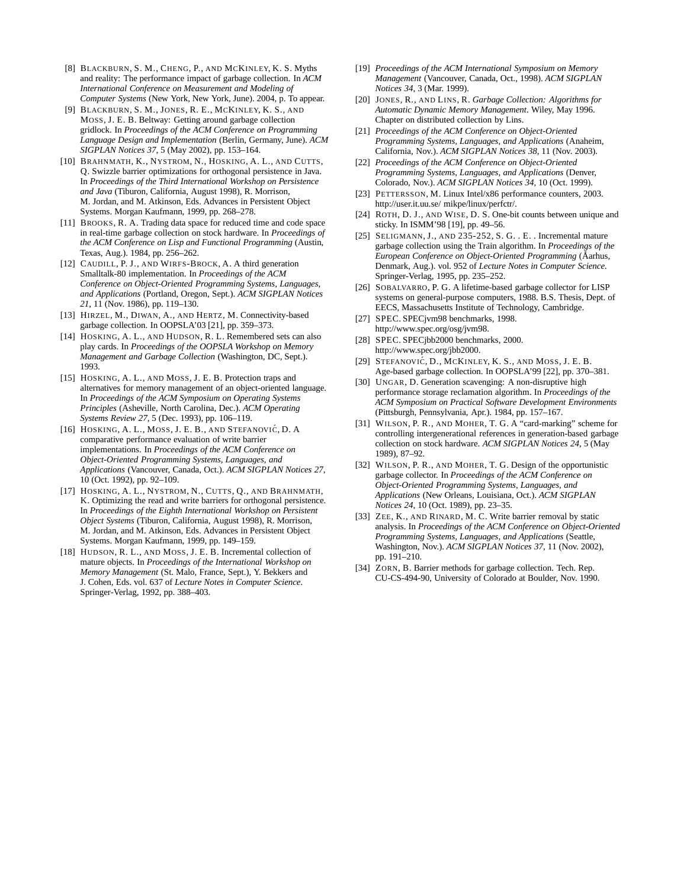[8] BLACKBURN, S. M., CHENG, P., AND MCKINLEY, K. S. Myths and reality: The performance impact of garbage collection. In *ACM International Conference on Measurement and Modeling of Computer Systems* (New York, New York, June). 2004, p. To appear.

[9] BLACKBURN, S. M., JONES, R. E., MCKINLEY, K. S., AND MOSS, J. E. B. Beltway: Getting around garbage collection gridlock. In *Proceedings of the ACM Conference on Programming Language Design and Implementation* (Berlin, Germany, June). *ACM SIGPLAN Notices 37*, 5 (May 2002), pp. 153–164.

[10] BRAHNMATH, K., NYSTROM, N., HOSKING, A. L., AND CUTTS, Q. Swizzle barrier optimizations for orthogonal persistence in Java. In *Proceedings of the Third International Workshop on Persistence and Java* (Tiburon, California, August 1998), R. Morrison, M. Jordan, and M. Atkinson, Eds. Advances in Persistent Object Systems. Morgan Kaufmann, 1999, pp. 268–278.

[11] BROOKS, R. A. Trading data space for reduced time and code space in real-time garbage collection on stock hardware. In *Proceedings of the ACM Conference on Lisp and Functional Programming* (Austin, Texas, Aug.). 1984, pp. 256–262.

[12] CAUDILL, P. J., AND WIRFS-BROCK, A. A third generation Smalltalk-80 implementation. In *Proceedings of the ACM Conference on Object-Oriented Programming Systems, Languages, and Applications* (Portland, Oregon, Sept.). *ACM SIGPLAN Notices 21*, 11 (Nov. 1986), pp. 119–130.

[13] HIRZEL, M., DIWAN, A., AND HERTZ, M. Connectivity-based garbage collection. In OOPSLA'03 [21], pp. 359–373.

[14] HOSKING, A. L., AND HUDSON, R. L. Remembered sets can also play cards. In *Proceedings of the OOPSLA Workshop on Memory Management and Garbage Collection* (Washington, DC, Sept.). 1993.

[15] HOSKING, A. L., AND MOSS, J. E. B. Protection traps and alternatives for memory management of an object-oriented language. In *Proceedings of the ACM Symposium on Operating Systems Principles* (Asheville, North Carolina, Dec.). *ACM Operating Systems Review 27*, 5 (Dec. 1993), pp. 106–119.

[16] HOSKING, A. L., MOSS, J. E. B., AND STEFANOVIĆ, D. A comparative performance evaluation of write barrier implementations. In *Proceedings of the ACM Conference on Object-Oriented Programming Systems, Languages, and Applications* (Vancouver, Canada, Oct.). *ACM SIGPLAN Notices 27*, 10 (Oct. 1992), pp. 92–109.

[17] HOSKING, A. L., NYSTROM, N., CUTTS, Q., AND BRAHNMATH, K. Optimizing the read and write barriers for orthogonal persistence. In *Proceedings of the Eighth International Workshop on Persistent Object Systems* (Tiburon, California, August 1998), R. Morrison, M. Jordan, and M. Atkinson, Eds. Advances in Persistent Object Systems. Morgan Kaufmann, 1999, pp. 149–159.

[18] HUDSON, R. L., AND MOSS, J. E. B. Incremental collection of mature objects. In *Proceedings of the International Workshop on Memory Management* (St. Malo, France, Sept.), Y. Bekkers and J. Cohen, Eds. vol. 637 of *Lecture Notes in Computer Science*. Springer-Verlag, 1992, pp. 388–403.

[19] *Proceedings of the ACM International Symposium on Memory Management* (Vancouver, Canada, Oct., 1998). *ACM SIGPLAN Notices 34*, 3 (Mar. 1999).

[20] JONES, R., AND LINS, R. *Garbage Collection: Algorithms for Automatic Dynamic Memory Management*. Wiley, May 1996. Chapter on distributed collection by Lins.

[21] *Proceedings of the ACM Conference on Object-Oriented Programming Systems, Languages, and Applications* (Anaheim, California, Nov.). *ACM SIGPLAN Notices 38*, 11 (Nov. 2003).

[22] *Proceedings of the ACM Conference on Object-Oriented Programming Systems, Languages, and Applications* (Denver, Colorado, Nov.). *ACM SIGPLAN Notices 34*, 10 (Oct. 1999).

[23] PETTERSSON, M. Linux Intel/x86 performance counters, 2003. http://user.it.uu.se/ mikpe/linux/perfctr/.

[24] ROTH, D. J., AND WISE, D. S. One-bit counts between unique and sticky. In ISMM'98 [19], pp. 49–56.

[25] SELIGMANN, J., AND 235-252, S. G. . E. . Incremental mature garbage collection using the Train algorithm. In *Proceedings of the European Conference on Object-Oriented Programming* (Århus, Denmark, Aug.). vol. 952 of *Lecture Notes in Computer Science*. Springer-Verlag, 1995, pp. 235–252.

[26] SOBALVARRO, P. G. A lifetime-based garbage collector for LISP systems on general-purpose computers, 1988. B.S. Thesis, Dept. of EECS, Massachusetts Institute of Technology, Cambridge.

[27] SPEC. SPECjvm98 benchmarks, 1998. http://www.spec.org/osg/jvm98.

[28] SPEC. SPECjbb2000 benchmarks, 2000. http://www.spec.org/jbb2000.

[29] STEFANOVIĆ, D., MCKINLEY, K. S., AND MOSS, J. E. B. Age-based garbage collection. In OOPSLA'99 [22], pp. 370–381.

[30] UNGAR, D. Generation scavenging: A non-disruptive high performance storage reclamation algorithm. In *Proceedings of the ACM Symposium on Practical Software Development Environments* (Pittsburgh, Pennsylvania, Apr.). 1984, pp. 157–167.

[31] WILSON, P. R., AND MOHER, T. G. A "card-marking" scheme for controlling intergenerational references in generation-based garbage collection on stock hardware. *ACM SIGPLAN Notices 24*, 5 (May 1989), 87–92.

[32] WILSON, P. R., AND MOHER, T. G. Design of the opportunistic garbage collector. In *Proceedings of the ACM Conference on Object-Oriented Programming Systems, Languages, and Applications* (New Orleans, Louisiana, Oct.). *ACM SIGPLAN Notices 24*, 10 (Oct. 1989), pp. 23–35.

[33] ZEE, K., AND RINARD, M. C. Write barrier removal by static analysis. In *Proceedings of the ACM Conference on Object-Oriented Programming Systems, Languages, and Applications* (Seattle, Washington, Nov.). *ACM SIGPLAN Notices 37*, 11 (Nov. 2002), pp. 191–210.

[34] ZORN, B. Barrier methods for garbage collection. Tech. Rep. CU-CS-494-90, University of Colorado at Boulder, Nov. 1990.